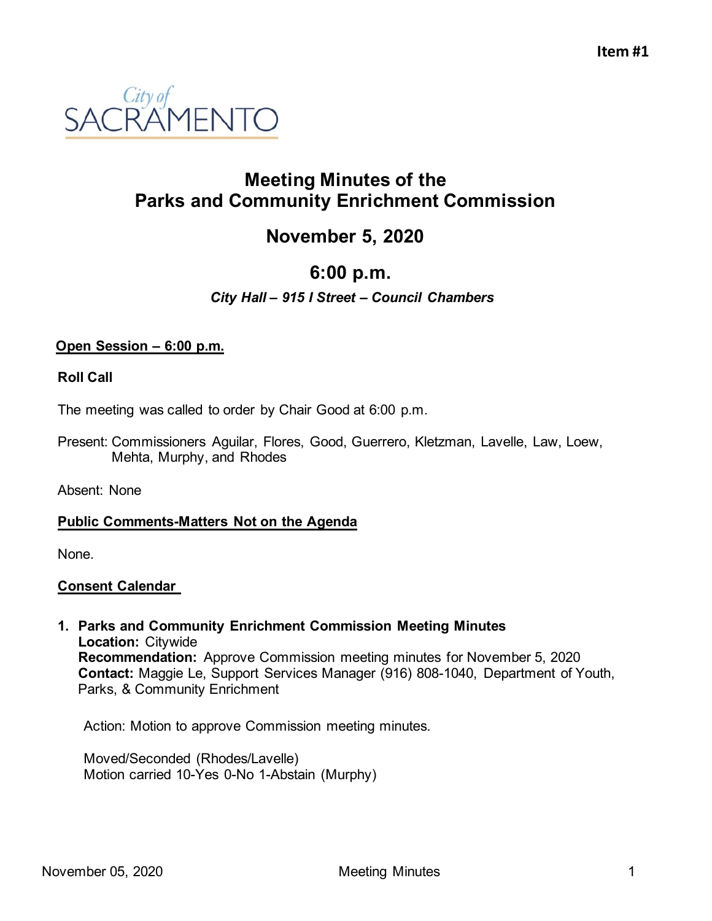**Item #1**

City of SACRAMENTO

# Meeting Minutes of the Parks and Community Enrichment Commission

## November 5, 2020

## 6:00 p.m.

***City Hall – 915 I Street – Council Chambers***

**Open Session – 6:00 p.m.**

**Roll Call**

The meeting was called to order by Chair Good at 6:00 p.m.

Present: Commissioners Aguilar, Flores, Good, Guerrero, Kletzman, Lavelle, Law, Loew, Mehta, Murphy, and Rhodes

Absent: None

**Public Comments-Matters Not on the Agenda**

None.

**Consent Calendar**

1. **Parks and Community Enrichment Commission Meeting Minutes**
   **Location:** Citywide
   **Recommendation:** Approve Commission meeting minutes for November 5, 2020
   **Contact:** Maggie Le, Support Services Manager (916) 808-1040, Department of Youth, Parks, & Community Enrichment

   Action: Motion to approve Commission meeting minutes.

   Moved/Seconded (Rhodes/Lavelle)
   Motion carried 10-Yes 0-No 1-Abstain (Murphy)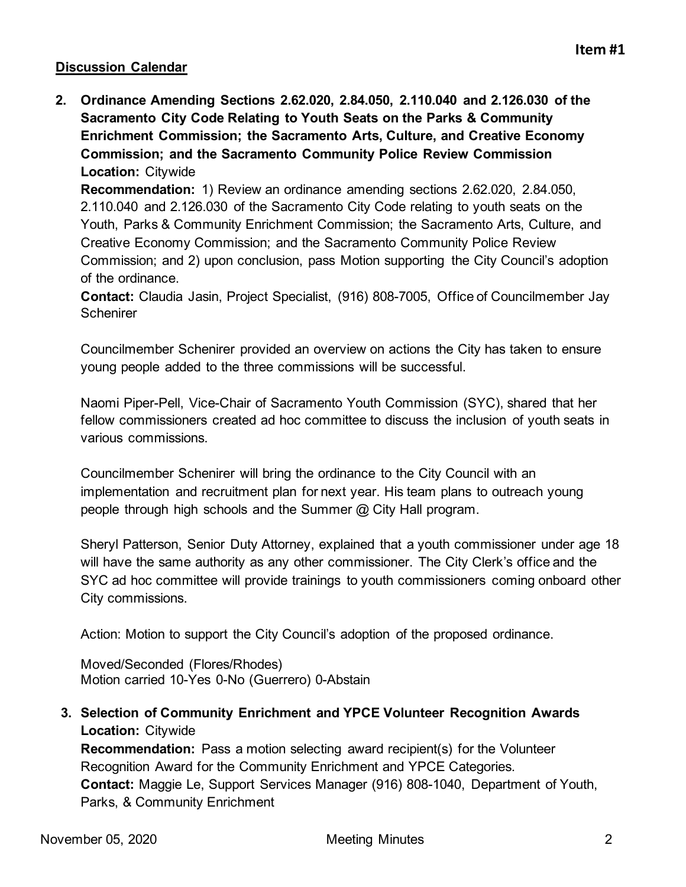**Item #1**

**Discussion Calendar**

2. **Ordinance Amending Sections 2.62.020, 2.84.050, 2.110.040 and 2.126.030 of the Sacramento City Code Relating to Youth Seats on the Parks & Community Enrichment Commission; the Sacramento Arts, Culture, and Creative Economy Commission; and the Sacramento Community Police Review Commission**
   **Location:** Citywide
   **Recommendation:** 1) Review an ordinance amending sections 2.62.020, 2.84.050, 2.110.040 and 2.126.030 of the Sacramento City Code relating to youth seats on the Youth, Parks & Community Enrichment Commission; the Sacramento Arts, Culture, and Creative Economy Commission; and the Sacramento Community Police Review Commission; and 2) upon conclusion, pass Motion supporting the City Council's adoption of the ordinance.
   **Contact:** Claudia Jasin, Project Specialist, (916) 808-7005, Office of Councilmember Jay Schenirer

   Councilmember Schenirer provided an overview on actions the City has taken to ensure young people added to the three commissions will be successful.

   Naomi Piper-Pell, Vice-Chair of Sacramento Youth Commission (SYC), shared that her fellow commissioners created ad hoc committee to discuss the inclusion of youth seats in various commissions.

   Councilmember Schenirer will bring the ordinance to the City Council with an implementation and recruitment plan for next year. His team plans to outreach young people through high schools and the Summer @ City Hall program.

   Sheryl Patterson, Senior Duty Attorney, explained that a youth commissioner under age 18 will have the same authority as any other commissioner. The City Clerk's office and the SYC ad hoc committee will provide trainings to youth commissioners coming onboard other City commissions.

   Action: Motion to support the City Council's adoption of the proposed ordinance.

   Moved/Seconded (Flores/Rhodes)
   Motion carried 10-Yes 0-No (Guerrero) 0-Abstain

3. **Selection of Community Enrichment and YPCE Volunteer Recognition Awards**
   **Location:** Citywide
   **Recommendation:** Pass a motion selecting award recipient(s) for the Volunteer Recognition Award for the Community Enrichment and YPCE Categories.
   **Contact:** Maggie Le, Support Services Manager (916) 808-1040, Department of Youth, Parks, & Community Enrichment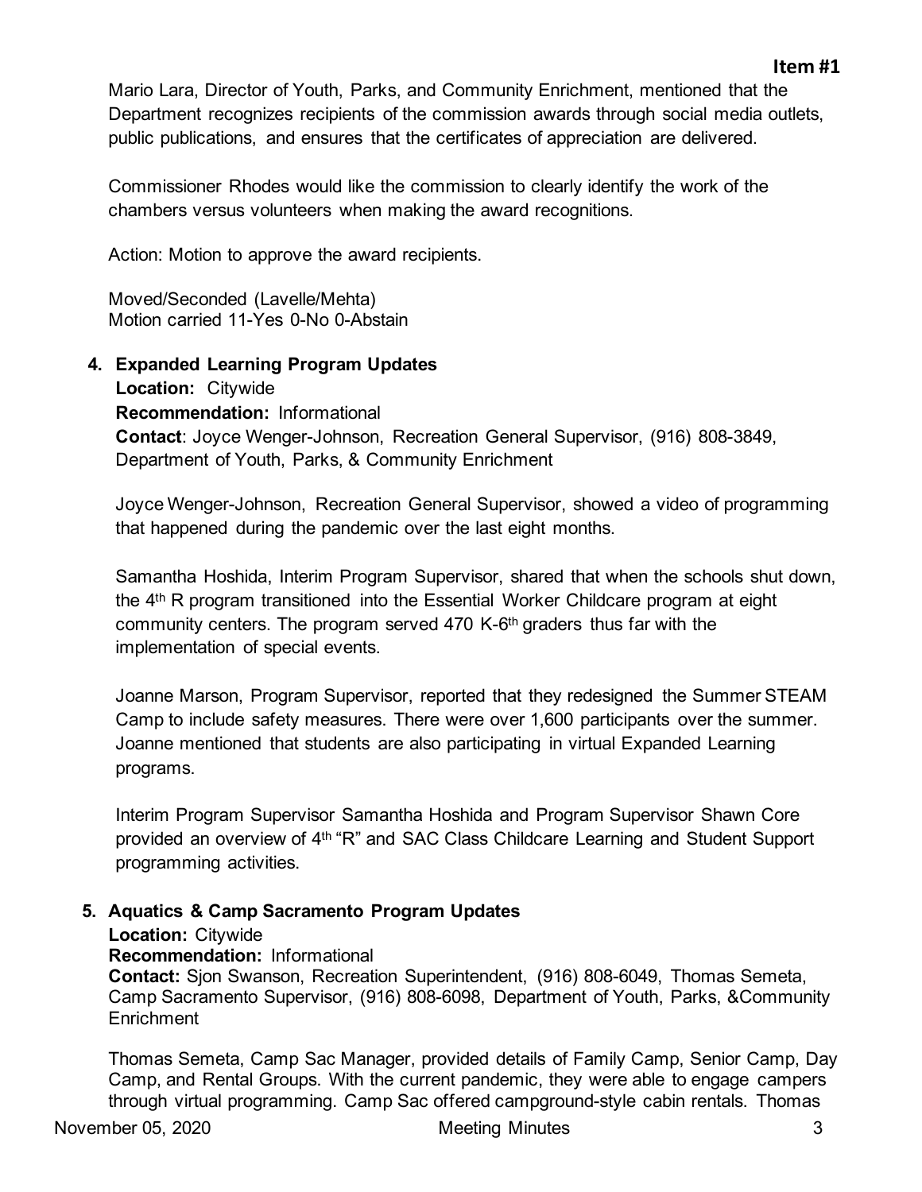Mario Lara, Director of Youth, Parks, and Community Enrichment, mentioned that the Department recognizes recipients of the commission awards through social media outlets, public publications, and ensures that the certificates of appreciation are delivered.

Commissioner Rhodes would like the commission to clearly identify the work of the chambers versus volunteers when making the award recognitions.

Action: Motion to approve the award recipients.

Moved/Seconded (Lavelle/Mehta)
Motion carried 11-Yes 0-No 0-Abstain

**4. Expanded Learning Program Updates**
**Location:** Citywide
**Recommendation:** Informational
**Contact**: Joyce Wenger-Johnson, Recreation General Supervisor, (916) 808-3849, Department of Youth, Parks, & Community Enrichment

Joyce Wenger-Johnson, Recreation General Supervisor, showed a video of programming that happened during the pandemic over the last eight months.

Samantha Hoshida, Interim Program Supervisor, shared that when the schools shut down, the 4th R program transitioned into the Essential Worker Childcare program at eight community centers. The program served 470 K-6th graders thus far with the implementation of special events.

Joanne Marson, Program Supervisor, reported that they redesigned the Summer STEAM Camp to include safety measures. There were over 1,600 participants over the summer. Joanne mentioned that students are also participating in virtual Expanded Learning programs.

Interim Program Supervisor Samantha Hoshida and Program Supervisor Shawn Core provided an overview of 4th "R" and SAC Class Childcare Learning and Student Support programming activities.

**5. Aquatics & Camp Sacramento Program Updates**
**Location:** Citywide
**Recommendation:** Informational
**Contact:** Sjon Swanson, Recreation Superintendent, (916) 808-6049, Thomas Semeta, Camp Sacramento Supervisor, (916) 808-6098, Department of Youth, Parks, &Community Enrichment

Thomas Semeta, Camp Sac Manager, provided details of Family Camp, Senior Camp, Day Camp, and Rental Groups. With the current pandemic, they were able to engage campers through virtual programming. Camp Sac offered campground-style cabin rentals. Thomas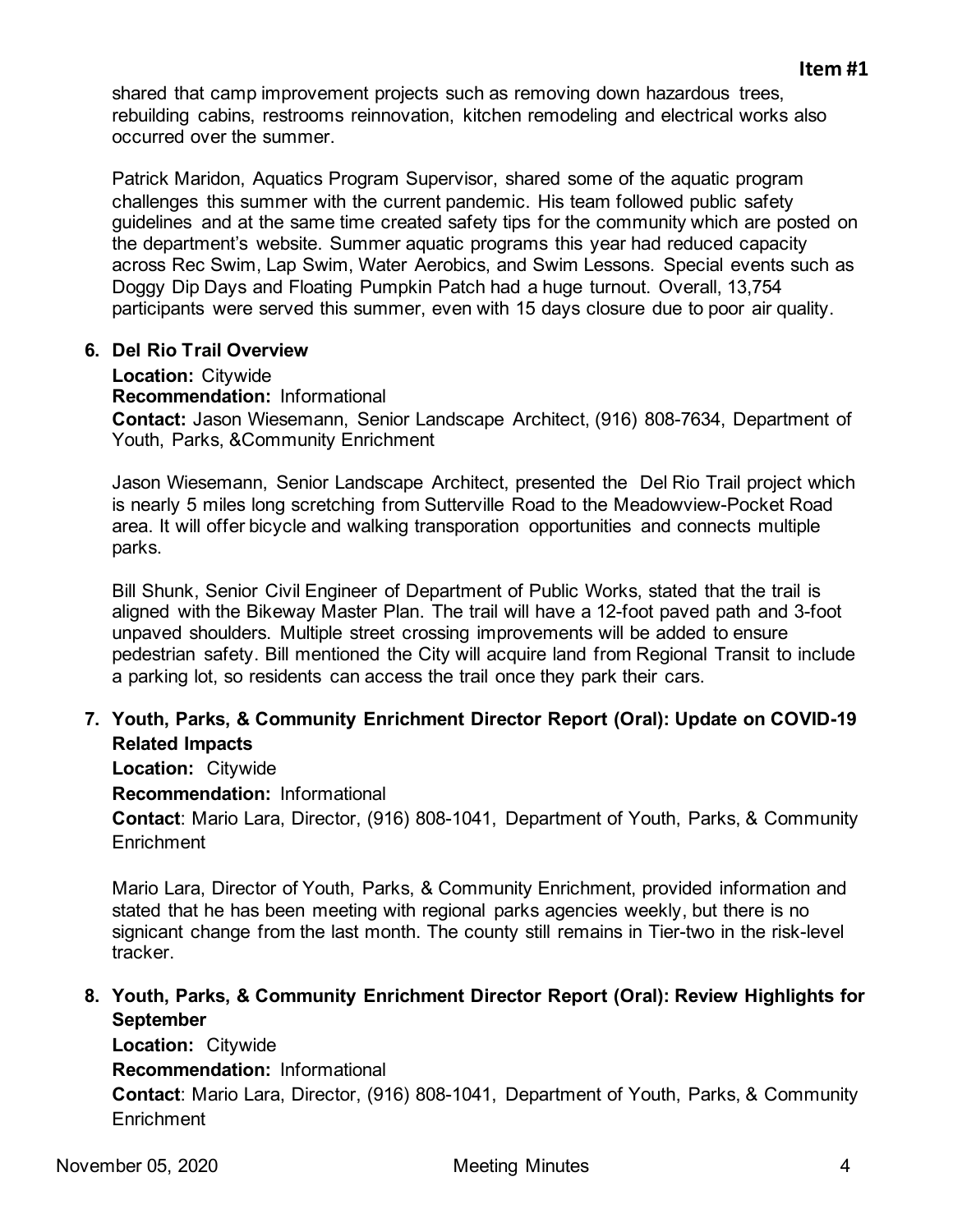shared that camp improvement projects such as removing down hazardous trees, rebuilding cabins, restrooms reinnovation, kitchen remodeling and electrical works also occurred over the summer.

Patrick Maridon, Aquatics Program Supervisor, shared some of the aquatic program challenges this summer with the current pandemic. His team followed public safety guidelines and at the same time created safety tips for the community which are posted on the department's website. Summer aquatic programs this year had reduced capacity across Rec Swim, Lap Swim, Water Aerobics, and Swim Lessons. Special events such as Doggy Dip Days and Floating Pumpkin Patch had a huge turnout. Overall, 13,754 participants were served this summer, even with 15 days closure due to poor air quality.

**6. Del Rio Trail Overview**

**Location:** Citywide
**Recommendation:** Informational
**Contact:** Jason Wiesemann, Senior Landscape Architect, (916) 808-7634, Department of Youth, Parks, &Community Enrichment

Jason Wiesemann, Senior Landscape Architect, presented the Del Rio Trail project which is nearly 5 miles long scretching from Sutterville Road to the Meadowview-Pocket Road area. It will offer bicycle and walking transporation opportunities and connects multiple parks.

Bill Shunk, Senior Civil Engineer of Department of Public Works, stated that the trail is aligned with the Bikeway Master Plan. The trail will have a 12-foot paved path and 3-foot unpaved shoulders. Multiple street crossing improvements will be added to ensure pedestrian safety. Bill mentioned the City will acquire land from Regional Transit to include a parking lot, so residents can access the trail once they park their cars.

**7. Youth, Parks, & Community Enrichment Director Report (Oral): Update on COVID-19 Related Impacts**

**Location:** Citywide

**Recommendation:** Informational

**Contact**: Mario Lara, Director, (916) 808-1041, Department of Youth, Parks, & Community Enrichment

Mario Lara, Director of Youth, Parks, & Community Enrichment, provided information and stated that he has been meeting with regional parks agencies weekly, but there is no signicant change from the last month. The county still remains in Tier-two in the risk-level tracker.

**8. Youth, Parks, & Community Enrichment Director Report (Oral): Review Highlights for September**

**Location:** Citywide

**Recommendation:** Informational

**Contact**: Mario Lara, Director, (916) 808-1041, Department of Youth, Parks, & Community Enrichment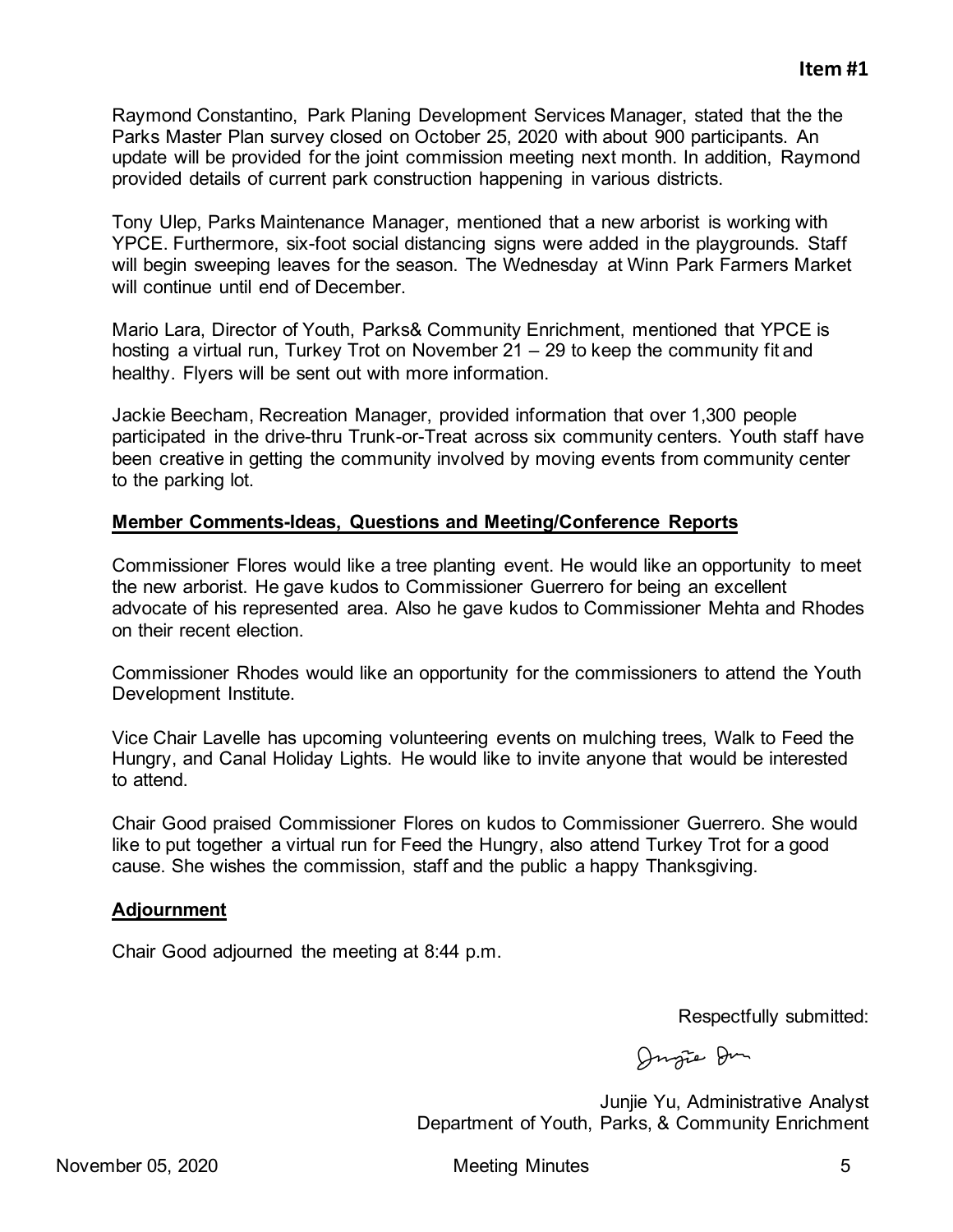**Item #1**

Raymond Constantino, Park Planing Development Services Manager, stated that the the Parks Master Plan survey closed on October 25, 2020 with about 900 participants. An update will be provided for the joint commission meeting next month. In addition, Raymond provided details of current park construction happening in various districts.

Tony Ulep, Parks Maintenance Manager, mentioned that a new arborist is working with YPCE. Furthermore, six-foot social distancing signs were added in the playgrounds. Staff will begin sweeping leaves for the season. The Wednesday at Winn Park Farmers Market will continue until end of December.

Mario Lara, Director of Youth, Parks& Community Enrichment, mentioned that YPCE is hosting a virtual run, Turkey Trot on November 21 – 29 to keep the community fit and healthy. Flyers will be sent out with more information.

Jackie Beecham, Recreation Manager, provided information that over 1,300 people participated in the drive-thru Trunk-or-Treat across six community centers. Youth staff have been creative in getting the community involved by moving events from community center to the parking lot.

**Member Comments-Ideas, Questions and Meeting/Conference Reports**

Commissioner Flores would like a tree planting event. He would like an opportunity to meet the new arborist. He gave kudos to Commissioner Guerrero for being an excellent advocate of his represented area. Also he gave kudos to Commissioner Mehta and Rhodes on their recent election.

Commissioner Rhodes would like an opportunity for the commissioners to attend the Youth Development Institute.

Vice Chair Lavelle has upcoming volunteering events on mulching trees, Walk to Feed the Hungry, and Canal Holiday Lights. He would like to invite anyone that would be interested to attend.

Chair Good praised Commissioner Flores on kudos to Commissioner Guerrero. She would like to put together a virtual run for Feed the Hungry, also attend Turkey Trot for a good cause. She wishes the commission, staff and the public a happy Thanksgiving.

**Adjournment**

Chair Good adjourned the meeting at 8:44 p.m.

Respectfully submitted:

Junjie Yu, Administrative Analyst
Department of Youth, Parks, & Community Enrichment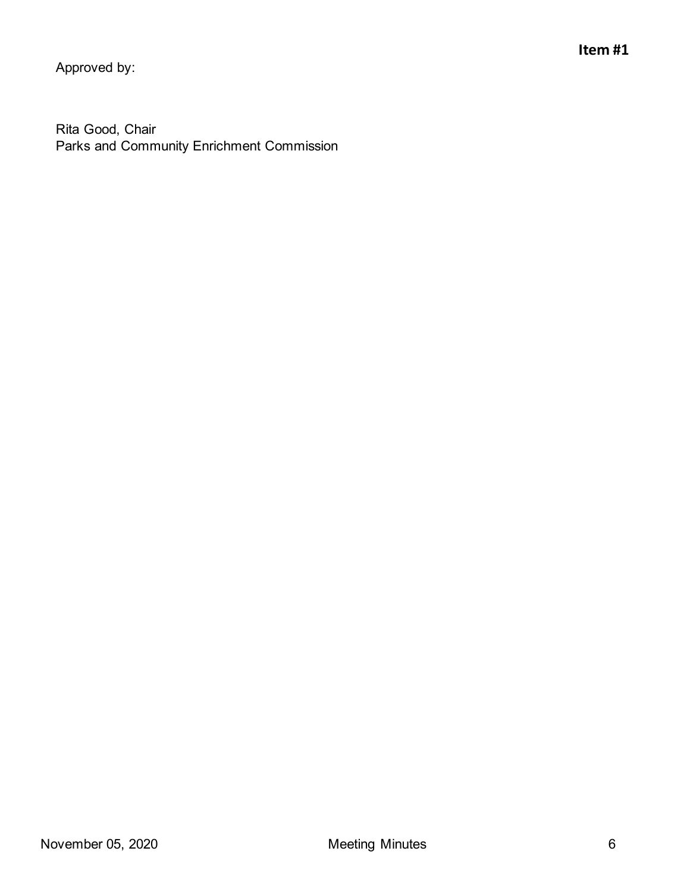**Item #1**

Approved by:

Rita Good, Chair
Parks and Community Enrichment Commission